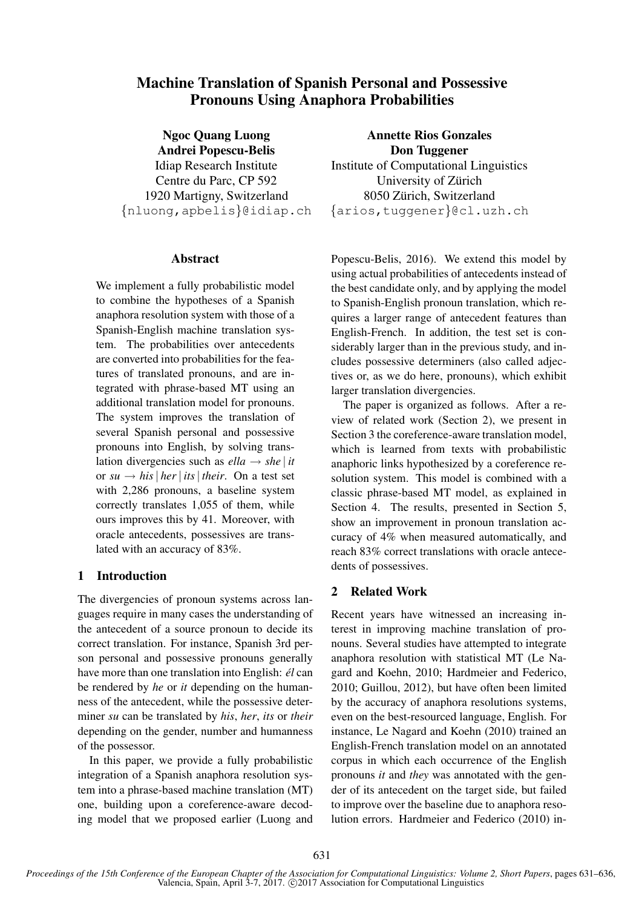# Machine Translation of Spanish Personal and Possessive Pronouns Using Anaphora Probabilities

**Ngoc Quang Luong**
**Andrei Popescu-Belis**
Idiap Research Institute
Centre du Parc, CP 592
1920 Martigny, Switzerland
{nluong,apbelis}@idiap.ch

**Annette Rios Gonzales**
**Don Tuggener**
Institute of Computational Linguistics
University of Zürich
8050 Zürich, Switzerland
{arios,tuggener}@cl.uzh.ch

## Abstract

We implement a fully probabilistic model to combine the hypotheses of a Spanish anaphora resolution system with those of a Spanish-English machine translation system. The probabilities over antecedents are converted into probabilities for the features of translated pronouns, and are integrated with phrase-based MT using an additional translation model for pronouns. The system improves the translation of several Spanish personal and possessive pronouns into English, by solving translation divergencies such as *ella* → *she* | *it* or *su* → *his* | *her* | *its* | *their*. On a test set with 2,286 pronouns, a baseline system correctly translates 1,055 of them, while ours improves this by 41. Moreover, with oracle antecedents, possessives are translated with an accuracy of 83%.

## 1 Introduction

The divergencies of pronoun systems across languages require in many cases the understanding of the antecedent of a source pronoun to decide its correct translation. For instance, Spanish 3rd person personal and possessive pronouns generally have more than one translation into English: *él* can be rendered by *he* or *it* depending on the humanness of the antecedent, while the possessive determiner *su* can be translated by *his*, *her*, *its* or *their* depending on the gender, number and humanness of the possessor.

In this paper, we provide a fully probabilistic integration of a Spanish anaphora resolution system into a phrase-based machine translation (MT) one, building upon a coreference-aware decoding model that we proposed earlier (Luong and Popescu-Belis, 2016). We extend this model by using actual probabilities of antecedents instead of the best candidate only, and by applying the model to Spanish-English pronoun translation, which requires a larger range of antecedent features than English-French. In addition, the test set is considerably larger than in the previous study, and includes possessive determiners (also called adjectives or, as we do here, pronouns), which exhibit larger translation divergencies.

The paper is organized as follows. After a review of related work (Section 2), we present in Section 3 the coreference-aware translation model, which is learned from texts with probabilistic anaphoric links hypothesized by a coreference resolution system. This model is combined with a classic phrase-based MT model, as explained in Section 4. The results, presented in Section 5, show an improvement in pronoun translation accuracy of 4% when measured automatically, and reach 83% correct translations with oracle antecedents of possessives.

## 2 Related Work

Recent years have witnessed an increasing interest in improving machine translation of pronouns. Several studies have attempted to integrate anaphora resolution with statistical MT (Le Nagard and Koehn, 2010; Hardmeier and Federico, 2010; Guillou, 2012), but have often been limited by the accuracy of anaphora resolutions systems, even on the best-resourced language, English. For instance, Le Nagard and Koehn (2010) trained an English-French translation model on an annotated corpus in which each occurrence of the English pronouns *it* and *they* was annotated with the gender of its antecedent on the target side, but failed to improve over the baseline due to anaphora resolution errors. Hardmeier and Federico (2010) in-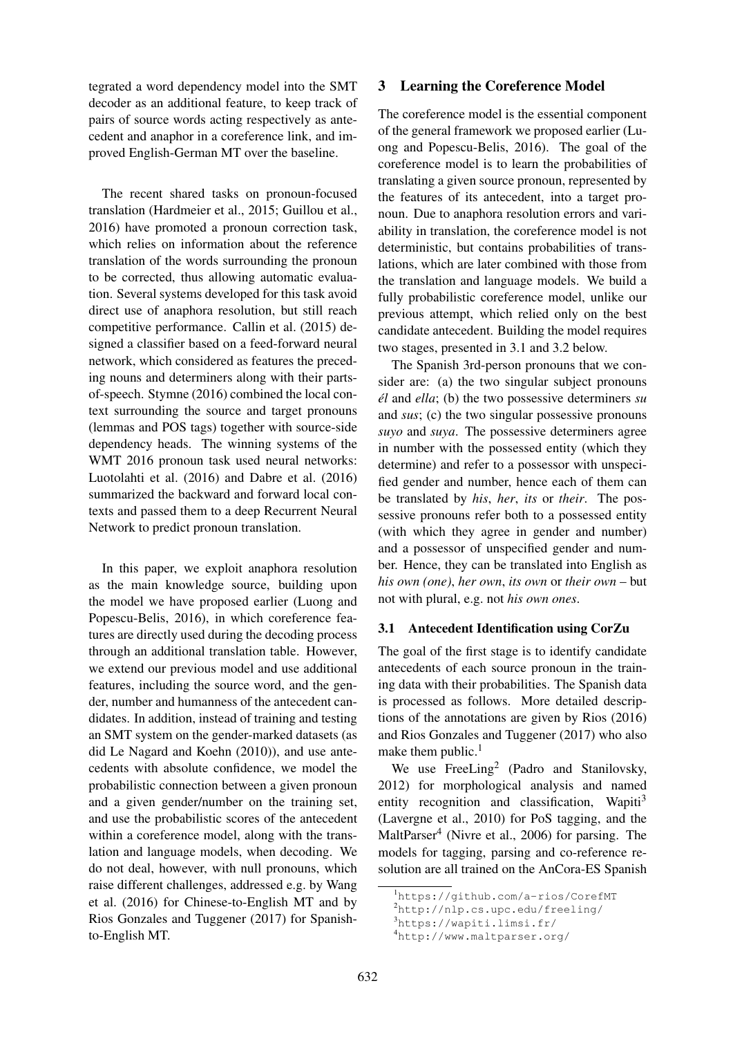tegrated a word dependency model into the SMT decoder as an additional feature, to keep track of pairs of source words acting respectively as antecedent and anaphor in a coreference link, and improved English-German MT over the baseline.

The recent shared tasks on pronoun-focused translation (Hardmeier et al., 2015; Guillou et al., 2016) have promoted a pronoun correction task, which relies on information about the reference translation of the words surrounding the pronoun to be corrected, thus allowing automatic evaluation. Several systems developed for this task avoid direct use of anaphora resolution, but still reach competitive performance. Callin et al. (2015) designed a classifier based on a feed-forward neural network, which considered as features the preceding nouns and determiners along with their parts-of-speech. Stymne (2016) combined the local context surrounding the source and target pronouns (lemmas and POS tags) together with source-side dependency heads. The winning systems of the WMT 2016 pronoun task used neural networks: Luotolahti et al. (2016) and Dabre et al. (2016) summarized the backward and forward local contexts and passed them to a deep Recurrent Neural Network to predict pronoun translation.

In this paper, we exploit anaphora resolution as the main knowledge source, building upon the model we have proposed earlier (Luong and Popescu-Belis, 2016), in which coreference features are directly used during the decoding process through an additional translation table. However, we extend our previous model and use additional features, including the source word, and the gender, number and humanness of the antecedent candidates. In addition, instead of training and testing an SMT system on the gender-marked datasets (as did Le Nagard and Koehn (2010)), and use antecedents with absolute confidence, we model the probabilistic connection between a given pronoun and a given gender/number on the training set, and use the probabilistic scores of the antecedent within a coreference model, along with the translation and language models, when decoding. We do not deal, however, with null pronouns, which raise different challenges, addressed e.g. by Wang et al. (2016) for Chinese-to-English MT and by Rios Gonzales and Tuggener (2017) for Spanish-to-English MT.

## 3 Learning the Coreference Model

The coreference model is the essential component of the general framework we proposed earlier (Luong and Popescu-Belis, 2016). The goal of the coreference model is to learn the probabilities of translating a given source pronoun, represented by the features of its antecedent, into a target pronoun. Due to anaphora resolution errors and variability in translation, the coreference model is not deterministic, but contains probabilities of translations, which are later combined with those from the translation and language models. We build a fully probabilistic coreference model, unlike our previous attempt, which relied only on the best candidate antecedent. Building the model requires two stages, presented in 3.1 and 3.2 below.

The Spanish 3rd-person pronouns that we consider are: (a) the two singular subject pronouns *él* and *ella*; (b) the two possessive determiners *su* and *sus*; (c) the two singular possessive pronouns *suyo* and *suya*. The possessive determiners agree in number with the possessed entity (which they determine) and refer to a possessor with unspecified gender and number, hence each of them can be translated by *his*, *her*, *its* or *their*. The possessive pronouns refer both to a possessed entity (with which they agree in gender and number) and a possessor of unspecified gender and number. Hence, they can be translated into English as *his own (one)*, *her own*, *its own* or *their own* – but not with plural, e.g. not *his own ones*.

### 3.1 Antecedent Identification using CorZu

The goal of the first stage is to identify candidate antecedents of each source pronoun in the training data with their probabilities. The Spanish data is processed as follows. More detailed descriptions of the annotations are given by Rios (2016) and Rios Gonzales and Tuggener (2017) who also make them public.[1]

We use FreeLing[2] (Padro and Stanilovsky, 2012) for morphological analysis and named entity recognition and classification, Wapiti[3] (Lavergne et al., 2010) for PoS tagging, and the MaltParser[4] (Nivre et al., 2006) for parsing. The models for tagging, parsing and co-reference resolution are all trained on the AnCora-ES Spanish

[1] https://github.com/a-rios/CorefMT

[2] http://nlp.cs.upc.edu/freeling/

[3] https://wapiti.limsi.fr/

[4] http://www.maltparser.org/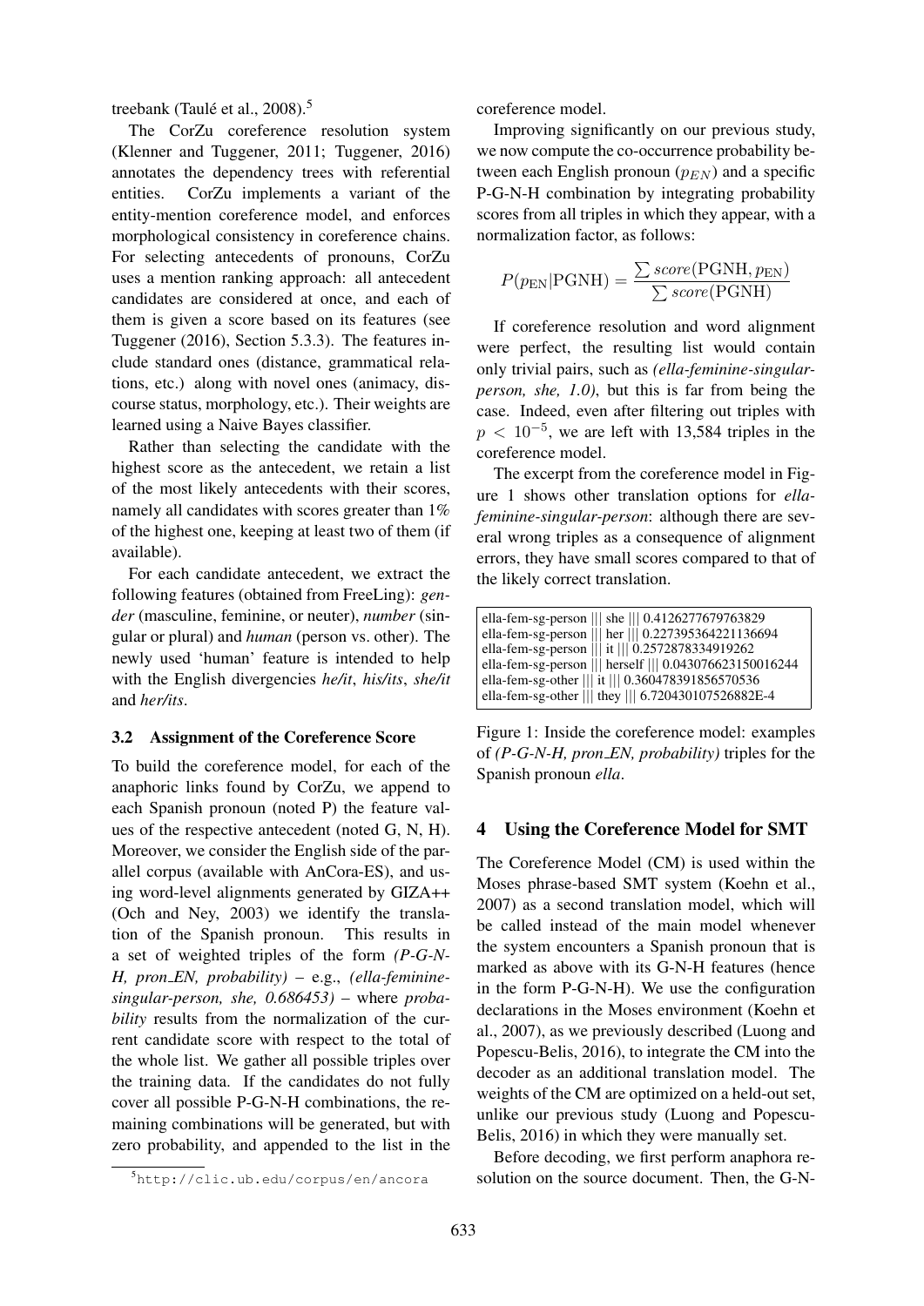treebank (Taulé et al., 2008).[5]

The CorZu coreference resolution system (Klenner and Tuggener, 2011; Tuggener, 2016) annotates the dependency trees with referential entities. CorZu implements a variant of the entity-mention coreference model, and enforces morphological consistency in coreference chains. For selecting antecedents of pronouns, CorZu uses a mention ranking approach: all antecedent candidates are considered at once, and each of them is given a score based on its features (see Tuggener (2016), Section 5.3.3). The features include standard ones (distance, grammatical relations, etc.) along with novel ones (animacy, discourse status, morphology, etc.). Their weights are learned using a Naive Bayes classifier.

Rather than selecting the candidate with the highest score as the antecedent, we retain a list of the most likely antecedents with their scores, namely all candidates with scores greater than 1% of the highest one, keeping at least two of them (if available).

For each candidate antecedent, we extract the following features (obtained from FreeLing): *gender* (masculine, feminine, or neuter), *number* (singular or plural) and *human* (person vs. other). The newly used 'human' feature is intended to help with the English divergencies *he/it*, *his/its*, *she/it* and *her/its*.

### 3.2 Assignment of the Coreference Score

To build the coreference model, for each of the anaphoric links found by CorZu, we append to each Spanish pronoun (noted P) the feature values of the respective antecedent (noted G, N, H). Moreover, we consider the English side of the parallel corpus (available with AnCora-ES), and using word-level alignments generated by GIZA++ (Och and Ney, 2003) we identify the translation of the Spanish pronoun. This results in a set of weighted triples of the form *(P-G-N-H, pron_EN, probability)* – e.g., *(ella-feminine-singular-person, she, 0.686453)* – where *probability* results from the normalization of the current candidate score with respect to the total of the whole list. We gather all possible triples over the training data. If the candidates do not fully cover all possible P-G-N-H combinations, the remaining combinations will be generated, but with zero probability, and appended to the list in the coreference model.

Improving significantly on our previous study, we now compute the co-occurrence probability between each English pronoun ($p_{EN}$) and a specific P-G-N-H combination by integrating probability scores from all triples in which they appear, with a normalization factor, as follows:

$$P(p_{\text{EN}}|\text{PGNH}) = \frac{\sum score(\text{PGNH}, p_{\text{EN}})}{\sum score(\text{PGNH})}$$

If coreference resolution and word alignment were perfect, the resulting list would contain only trivial pairs, such as *(ella-feminine-singular-person, she, 1.0)*, but this is far from being the case. Indeed, even after filtering out triples with $p < 10^{-5}$, we are left with 13,584 triples in the coreference model.

The excerpt from the coreference model in Figure 1 shows other translation options for *ella-feminine-singular-person*: although there are several wrong triples as a consequence of alignment errors, they have small scores compared to that of the likely correct translation.

```
ella-fem-sg-person ||| she ||| 0.4126277679763829
ella-fem-sg-person ||| her ||| 0.227395364221136694
ella-fem-sg-person ||| it ||| 0.2572878334919262
ella-fem-sg-person ||| herself ||| 0.043076623150016244
ella-fem-sg-other ||| it ||| 0.360478391856570536
ella-fem-sg-other ||| they ||| 6.720430107526882E-4
```

Figure 1: Inside the coreference model: examples of *(P-G-N-H, pron_EN, probability)* triples for the Spanish pronoun *ella*.

## 4 Using the Coreference Model for SMT

The Coreference Model (CM) is used within the Moses phrase-based SMT system (Koehn et al., 2007) as a second translation model, which will be called instead of the main model whenever the system encounters a Spanish pronoun that is marked as above with its G-N-H features (hence in the form P-G-N-H). We use the configuration declarations in the Moses environment (Koehn et al., 2007), as we previously described (Luong and Popescu-Belis, 2016), to integrate the CM into the decoder as an additional translation model. The weights of the CM are optimized on a held-out set, unlike our previous study (Luong and Popescu-Belis, 2016) in which they were manually set.

Before decoding, we first perform anaphora resolution on the source document. Then, the G-N-

[5] http://clic.ub.edu/corpus/en/ancora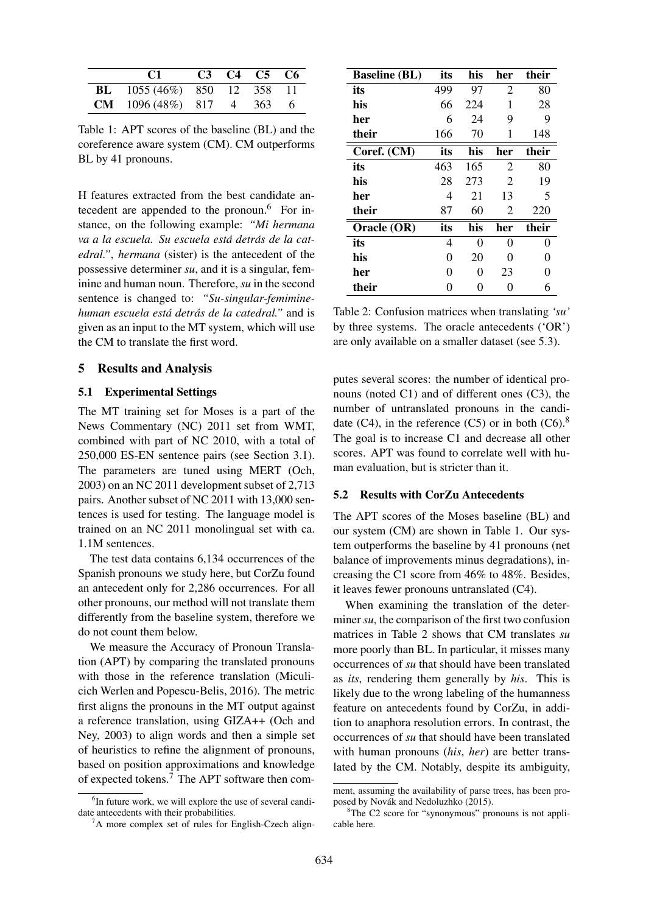| | C1 | C3 | C4 | C5 | C6 |
|---|---|---|---|---|---|
| **BL** | 1055 (46%) | 850 | 12 | 358 | 11 |
| **CM** | 1096 (48%) | 817 | 4 | 363 | 6 |

Table 1: APT scores of the baseline (BL) and the coreference aware system (CM). CM outperforms BL by 41 pronouns.

H features extracted from the best candidate antecedent are appended to the pronoun.[6] For instance, on the following example: *"Mi hermana va a la escuela. Su escuela está detrás de la catedral."*, *hermana* (sister) is the antecedent of the possessive determiner *su*, and it is a singular, feminine and human noun. Therefore, *su* in the second sentence is changed to: *"Su-singular-femimine-human escuela está detrás de la catedral."* and is given as an input to the MT system, which will use the CM to translate the first word.

## 5 Results and Analysis

### 5.1 Experimental Settings

The MT training set for Moses is a part of the News Commentary (NC) 2011 set from WMT, combined with part of NC 2010, with a total of 250,000 ES-EN sentence pairs (see Section 3.1). The parameters are tuned using MERT (Och, 2003) on an NC 2011 development subset of 2,713 pairs. Another subset of NC 2011 with 13,000 sentences is used for testing. The language model is trained on an NC 2011 monolingual set with ca. 1.1M sentences.

The test data contains 6,134 occurrences of the Spanish pronouns we study here, but CorZu found an antecedent only for 2,286 occurrences. For all other pronouns, our method will not translate them differently from the baseline system, therefore we do not count them below.

We measure the Accuracy of Pronoun Translation (APT) by comparing the translated pronouns with those in the reference translation (Miculicich Werlen and Popescu-Belis, 2016). The metric first aligns the pronouns in the MT output against a reference translation, using GIZA++ (Och and Ney, 2003) to align words and then a simple set of heuristics to refine the alignment of pronouns, based on position approximations and knowledge of expected tokens.[7] The APT software then computes several scores: the number of identical pronouns (noted C1) and of different ones (C3), the number of untranslated pronouns in the candidate (C4), in the reference (C5) or in both (C6).[8] The goal is to increase C1 and decrease all other scores. APT was found to correlate well with human evaluation, but is stricter than it.

[6] In future work, we will explore the use of several candidate antecedents with their probabilities.

[7] A more complex set of rules for English-Czech alignment, assuming the availability of parse trees, has been proposed by Novák and Nedoluzhko (2015).

[8] The C2 score for "synonymous" pronouns is not applicable here.

| **Baseline (BL)** | **its** | **his** | **her** | **their** |
|---|---|---|---|---|
| **its** | 499 | 97 | 2 | 80 |
| **his** | 66 | 224 | 1 | 28 |
| **her** | 6 | 24 | 9 | 9 |
| **their** | 166 | 70 | 1 | 148 |
| **Coref. (CM)** | **its** | **his** | **her** | **their** |
| **its** | 463 | 165 | 2 | 80 |
| **his** | 28 | 273 | 2 | 19 |
| **her** | 4 | 21 | 13 | 5 |
| **their** | 87 | 60 | 2 | 220 |
| **Oracle (OR)** | **its** | **his** | **her** | **their** |
| **its** | 4 | 0 | 0 | 0 |
| **his** | 0 | 20 | 0 | 0 |
| **her** | 0 | 0 | 23 | 0 |
| **their** | 0 | 0 | 0 | 6 |

Table 2: Confusion matrices when translating *'su'* by three systems. The oracle antecedents ('OR') are only available on a smaller dataset (see 5.3).

### 5.2 Results with CorZu Antecedents

The APT scores of the Moses baseline (BL) and our system (CM) are shown in Table 1. Our system outperforms the baseline by 41 pronouns (net balance of improvements minus degradations), increasing the C1 score from 46% to 48%. Besides, it leaves fewer pronouns untranslated (C4).

When examining the translation of the determiner *su*, the comparison of the first two confusion matrices in Table 2 shows that CM translates *su* more poorly than BL. In particular, it misses many occurrences of *su* that should have been translated as *its*, rendering them generally by *his*. This is likely due to the wrong labeling of the humanness feature on antecedents found by CorZu, in addition to anaphora resolution errors. In contrast, the occurrences of *su* that should have been translated with human pronouns (*his*, *her*) are better translated by the CM. Notably, despite its ambiguity,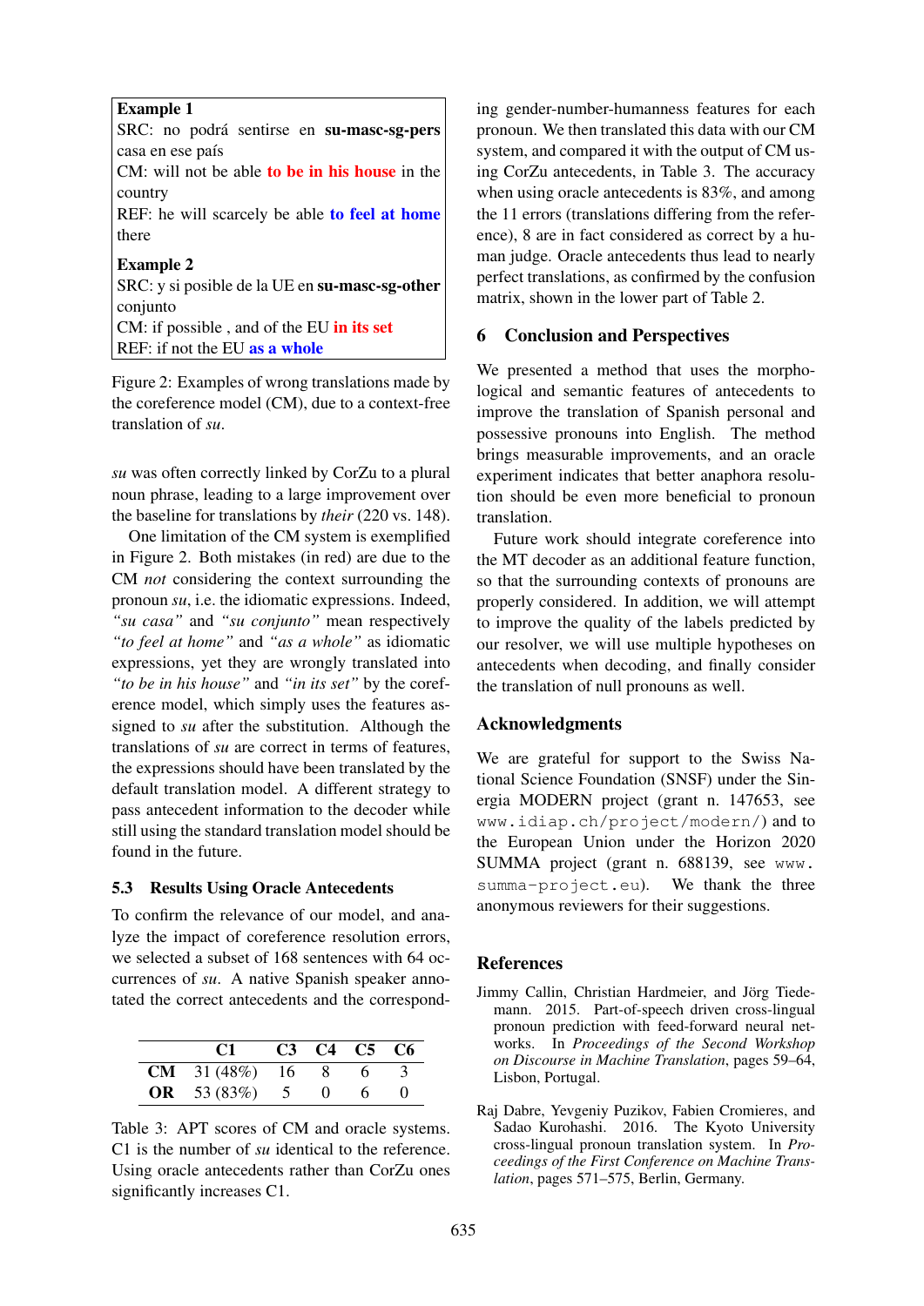**Example 1**
SRC: no podrá sentirse en **su-masc-sg-pers** casa en ese país
CM: will not be able **to be in his house** in the country
REF: he will scarcely be able **to feel at home** there

**Example 2**
SRC: y si posible de la UE en **su-masc-sg-other** conjunto
CM: if possible , and of the EU **in its set**
REF: if not the EU **as a whole**

Figure 2: Examples of wrong translations made by the coreference model (CM), due to a context-free translation of *su*.

*su* was often correctly linked by CorZu to a plural noun phrase, leading to a large improvement over the baseline for translations by *their* (220 vs. 148).

One limitation of the CM system is exemplified in Figure 2. Both mistakes (in red) are due to the CM *not* considering the context surrounding the pronoun *su*, i.e. the idiomatic expressions. Indeed, *"su casa"* and *"su conjunto"* mean respectively *"to feel at home"* and *"as a whole"* as idiomatic expressions, yet they are wrongly translated into *"to be in his house"* and *"in its set"* by the coreference model, which simply uses the features assigned to *su* after the substitution. Although the translations of *su* are correct in terms of features, the expressions should have been translated by the default translation model. A different strategy to pass antecedent information to the decoder while still using the standard translation model should be found in the future.

### 5.3 Results Using Oracle Antecedents

To confirm the relevance of our model, and analyze the impact of coreference resolution errors, we selected a subset of 168 sentences with 64 occurrences of *su*. A native Spanish speaker annotated the correct antecedents and the corresponding gender-number-humanness features for each pronoun. We then translated this data with our CM system, and compared it with the output of CM using CorZu antecedents, in Table 3. The accuracy when using oracle antecedents is 83%, and among the 11 errors (translations differing from the reference), 8 are in fact considered as correct by a human judge. Oracle antecedents thus lead to nearly perfect translations, as confirmed by the confusion matrix, shown in the lower part of Table 2.

| | C1 | C3 | C4 | C5 | C6 |
|---|---|---|---|---|---|
| **CM** | 31 (48%) | 16 | 8 | 6 | 3 |
| **OR** | 53 (83%) | 5 | 0 | 6 | 0 |

Table 3: APT scores of CM and oracle systems. C1 is the number of *su* identical to the reference. Using oracle antecedents rather than CorZu ones significantly increases C1.

## 6 Conclusion and Perspectives

We presented a method that uses the morphological and semantic features of antecedents to improve the translation of Spanish personal and possessive pronouns into English. The method brings measurable improvements, and an oracle experiment indicates that better anaphora resolution should be even more beneficial to pronoun translation.

Future work should integrate coreference into the MT decoder as an additional feature function, so that the surrounding contexts of pronouns are properly considered. In addition, we will attempt to improve the quality of the labels predicted by our resolver, we will use multiple hypotheses on antecedents when decoding, and finally consider the translation of null pronouns as well.

## Acknowledgments

We are grateful for support to the Swiss National Science Foundation (SNSF) under the Sinergia MODERN project (grant n. 147653, see www.idiap.ch/project/modern/) and to the European Union under the Horizon 2020 SUMMA project (grant n. 688139, see www.summa-project.eu). We thank the three anonymous reviewers for their suggestions.

## References

Jimmy Callin, Christian Hardmeier, and Jörg Tiedemann. 2015. Part-of-speech driven cross-lingual pronoun prediction with feed-forward neural networks. In *Proceedings of the Second Workshop on Discourse in Machine Translation*, pages 59–64, Lisbon, Portugal.

Raj Dabre, Yevgeniy Puzikov, Fabien Cromieres, and Sadao Kurohashi. 2016. The Kyoto University cross-lingual pronoun translation system. In *Proceedings of the First Conference on Machine Translation*, pages 571–575, Berlin, Germany.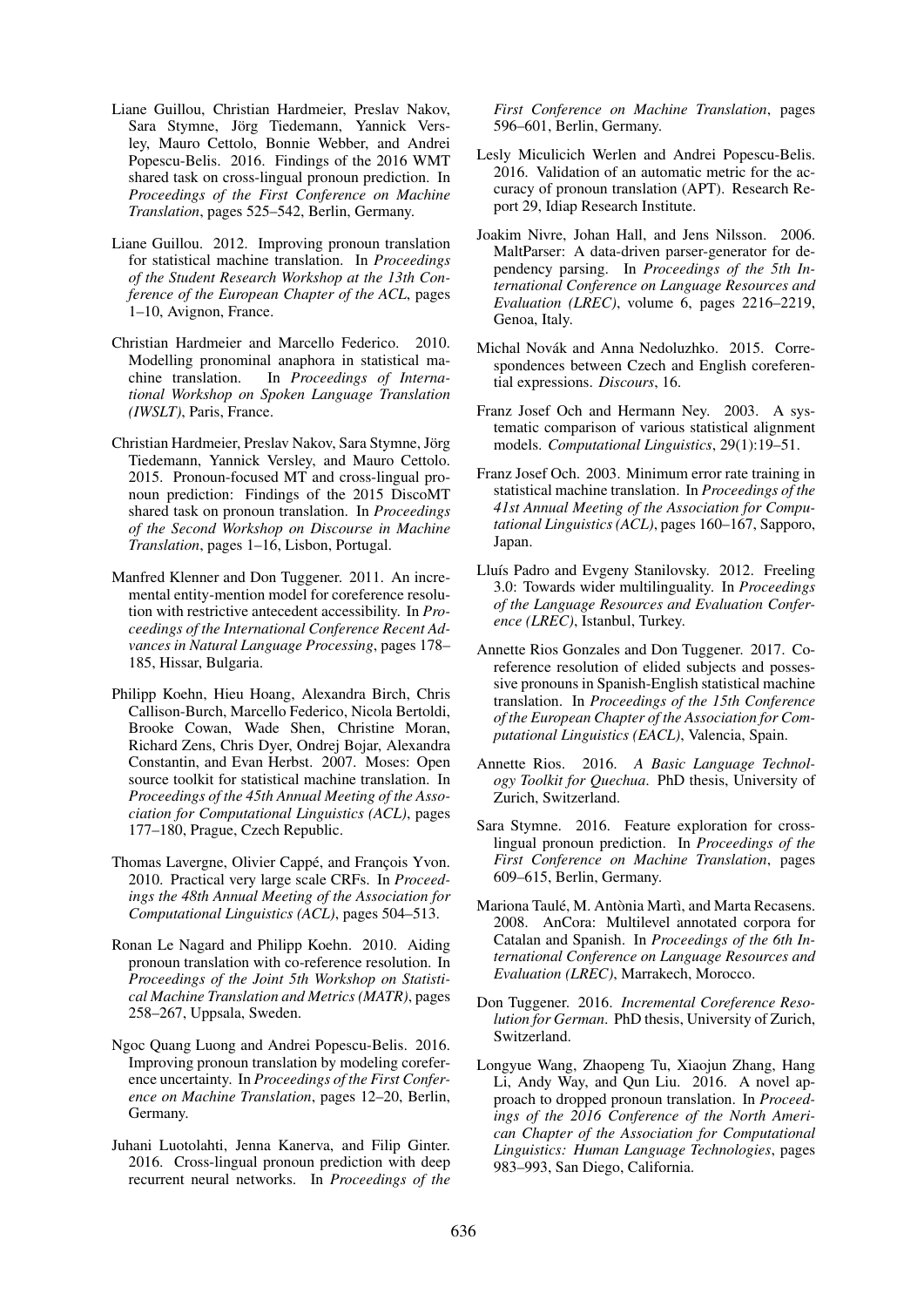Liane Guillou, Christian Hardmeier, Preslav Nakov, Sara Stymne, Jörg Tiedemann, Yannick Versley, Mauro Cettolo, Bonnie Webber, and Andrei Popescu-Belis. 2016. Findings of the 2016 WMT shared task on cross-lingual pronoun prediction. In *Proceedings of the First Conference on Machine Translation*, pages 525–542, Berlin, Germany.

Liane Guillou. 2012. Improving pronoun translation for statistical machine translation. In *Proceedings of the Student Research Workshop at the 13th Conference of the European Chapter of the ACL*, pages 1–10, Avignon, France.

Christian Hardmeier and Marcello Federico. 2010. Modelling pronominal anaphora in statistical machine translation. In *Proceedings of International Workshop on Spoken Language Translation (IWSLT)*, Paris, France.

Christian Hardmeier, Preslav Nakov, Sara Stymne, Jörg Tiedemann, Yannick Versley, and Mauro Cettolo. 2015. Pronoun-focused MT and cross-lingual pronoun prediction: Findings of the 2015 DiscoMT shared task on pronoun translation. In *Proceedings of the Second Workshop on Discourse in Machine Translation*, pages 1–16, Lisbon, Portugal.

Manfred Klenner and Don Tuggener. 2011. An incremental entity-mention model for coreference resolution with restrictive antecedent accessibility. In *Proceedings of the International Conference Recent Advances in Natural Language Processing*, pages 178–185, Hissar, Bulgaria.

Philipp Koehn, Hieu Hoang, Alexandra Birch, Chris Callison-Burch, Marcello Federico, Nicola Bertoldi, Brooke Cowan, Wade Shen, Christine Moran, Richard Zens, Chris Dyer, Ondrej Bojar, Alexandra Constantin, and Evan Herbst. 2007. Moses: Open source toolkit for statistical machine translation. In *Proceedings of the 45th Annual Meeting of the Association for Computational Linguistics (ACL)*, pages 177–180, Prague, Czech Republic.

Thomas Lavergne, Olivier Cappé, and François Yvon. 2010. Practical very large scale CRFs. In *Proceedings the 48th Annual Meeting of the Association for Computational Linguistics (ACL)*, pages 504–513.

Ronan Le Nagard and Philipp Koehn. 2010. Aiding pronoun translation with co-reference resolution. In *Proceedings of the Joint 5th Workshop on Statistical Machine Translation and Metrics (MATR)*, pages 258–267, Uppsala, Sweden.

Ngoc Quang Luong and Andrei Popescu-Belis. 2016. Improving pronoun translation by modeling coreference uncertainty. In *Proceedings of the First Conference on Machine Translation*, pages 12–20, Berlin, Germany.

Juhani Luotolahti, Jenna Kanerva, and Filip Ginter. 2016. Cross-lingual pronoun prediction with deep recurrent neural networks. In *Proceedings of the First Conference on Machine Translation*, pages 596–601, Berlin, Germany.

Lesly Miculicich Werlen and Andrei Popescu-Belis. 2016. Validation of an automatic metric for the accuracy of pronoun translation (APT). Research Report 29, Idiap Research Institute.

Joakim Nivre, Johan Hall, and Jens Nilsson. 2006. MaltParser: A data-driven parser-generator for dependency parsing. In *Proceedings of the 5th International Conference on Language Resources and Evaluation (LREC)*, volume 6, pages 2216–2219, Genoa, Italy.

Michal Novák and Anna Nedoluzhko. 2015. Correspondences between Czech and English coreferential expressions. *Discours*, 16.

Franz Josef Och and Hermann Ney. 2003. A systematic comparison of various statistical alignment models. *Computational Linguistics*, 29(1):19–51.

Franz Josef Och. 2003. Minimum error rate training in statistical machine translation. In *Proceedings of the 41st Annual Meeting of the Association for Computational Linguistics (ACL)*, pages 160–167, Sapporo, Japan.

Lluís Padro and Evgeny Stanilovsky. 2012. Freeling 3.0: Towards wider multilinguality. In *Proceedings of the Language Resources and Evaluation Conference (LREC)*, Istanbul, Turkey.

Annette Rios Gonzales and Don Tuggener. 2017. Coreference resolution of elided subjects and possessive pronouns in Spanish-English statistical machine translation. In *Proceedings of the 15th Conference of the European Chapter of the Association for Computational Linguistics (EACL)*, Valencia, Spain.

Annette Rios. 2016. *A Basic Language Technology Toolkit for Quechua*. PhD thesis, University of Zurich, Switzerland.

Sara Stymne. 2016. Feature exploration for cross-lingual pronoun prediction. In *Proceedings of the First Conference on Machine Translation*, pages 609–615, Berlin, Germany.

Mariona Taulé, M. Antònia Martì, and Marta Recasens. 2008. AnCora: Multilevel annotated corpora for Catalan and Spanish. In *Proceedings of the 6th International Conference on Language Resources and Evaluation (LREC)*, Marrakech, Morocco.

Don Tuggener. 2016. *Incremental Coreference Resolution for German*. PhD thesis, University of Zurich, Switzerland.

Longyue Wang, Zhaopeng Tu, Xiaojun Zhang, Hang Li, Andy Way, and Qun Liu. 2016. A novel approach to dropped pronoun translation. In *Proceedings of the 2016 Conference of the North American Chapter of the Association for Computational Linguistics: Human Language Technologies*, pages 983–993, San Diego, California.